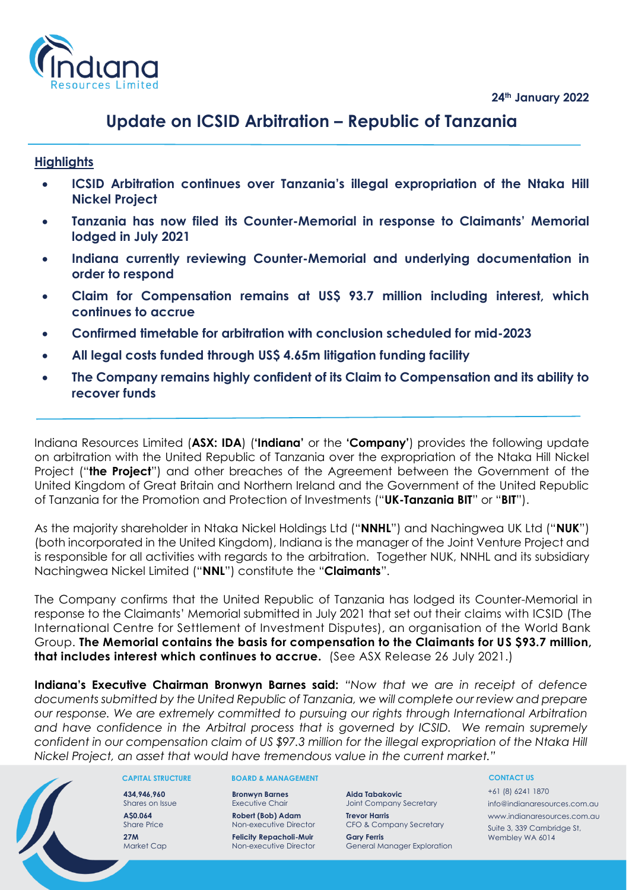24th January 2022

# Update on ICSID Arbitration – Republic of Tanzania

## Highlights

- **ICSID Arbitration continues over Tanzania's illegal expropriation of the Ntaka Hill Nickel Project**
- **Tanzania has now filed its Counter-Memorial in response to Claimants' Memorial lodged in July 2021**
- **Indiana currently reviewing Counter-Memorial and underlying documentation in order to respond**
- **Claim for Compensation remains at US$ 93.7 million including interest, which continues to accrue**
- **Confirmed timetable for arbitration with conclusion scheduled for mid-2023**
- **All legal costs funded through US$ 4.65m litigation funding facility**
- **The Company remains highly confident of its Claim to Compensation and its ability to recover funds**

Indiana Resources Limited (**ASX: IDA**) (**'Indiana'** or the **'Company'**) provides the following update on arbitration with the United Republic of Tanzania over the expropriation of the Ntaka Hill Nickel Project ("**the Project**") and other breaches of the Agreement between the Government of the United Kingdom of Great Britain and Northern Ireland and the Government of the United Republic of Tanzania for the Promotion and Protection of Investments ("**UK-Tanzania BIT**" or "**BIT**").

As the majority shareholder in Ntaka Nickel Holdings Ltd ("**NNHL**") and Nachingwea UK Ltd ("**NUK**") (both incorporated in the United Kingdom), Indiana is the manager of the Joint Venture Project and is responsible for all activities with regards to the arbitration. Together NUK, NNHL and its subsidiary Nachingwea Nickel Limited ("**NNL**") constitute the "**Claimants**".

The Company confirms that the United Republic of Tanzania has lodged its Counter-Memorial in response to the Claimants' Memorial submitted in July 2021 that set out their claims with ICSID (The International Centre for Settlement of Investment Disputes), an organisation of the World Bank Group. **The Memorial contains the basis for compensation to the Claimants for US $93.7 million, that includes interest which continues to accrue.** (See ASX Release 26 July 2021.)

**Indiana's Executive Chairman Bronwyn Barnes said:** *"Now that we are in receipt of defence documents submitted by the United Republic of Tanzania, we will complete our review and prepare our response. We are extremely committed to pursuing our rights through International Arbitration and have confidence in the Arbitral process that is governed by ICSID. We remain supremely confident in our compensation claim of US $97.3 million for the illegal expropriation of the Ntaka Hill Nickel Project, an asset that would have tremendous value in the current market."*

**CAPITAL STRUCTURE**

**434,946,960**
Shares on Issue

**A$0.064**
Share Price

**27M**
Market Cap

**BOARD & MANAGEMENT**

**Bronwyn Barnes**
Executive Chair

**Robert (Bob) Adam**
Non-executive Director

**Felicity Repacholi-Muir**
Non-executive Director

**Aida Tabakovic**
Joint Company Secretary

**Trevor Harris**
CFO & Company Secretary

**Gary Ferris**
General Manager Exploration

**CONTACT US**

+61 (8) 6241 1870
info@indianaresources.com.au
www.indianaresources.com.au
Suite 3, 339 Cambridge St,
Wembley WA 6014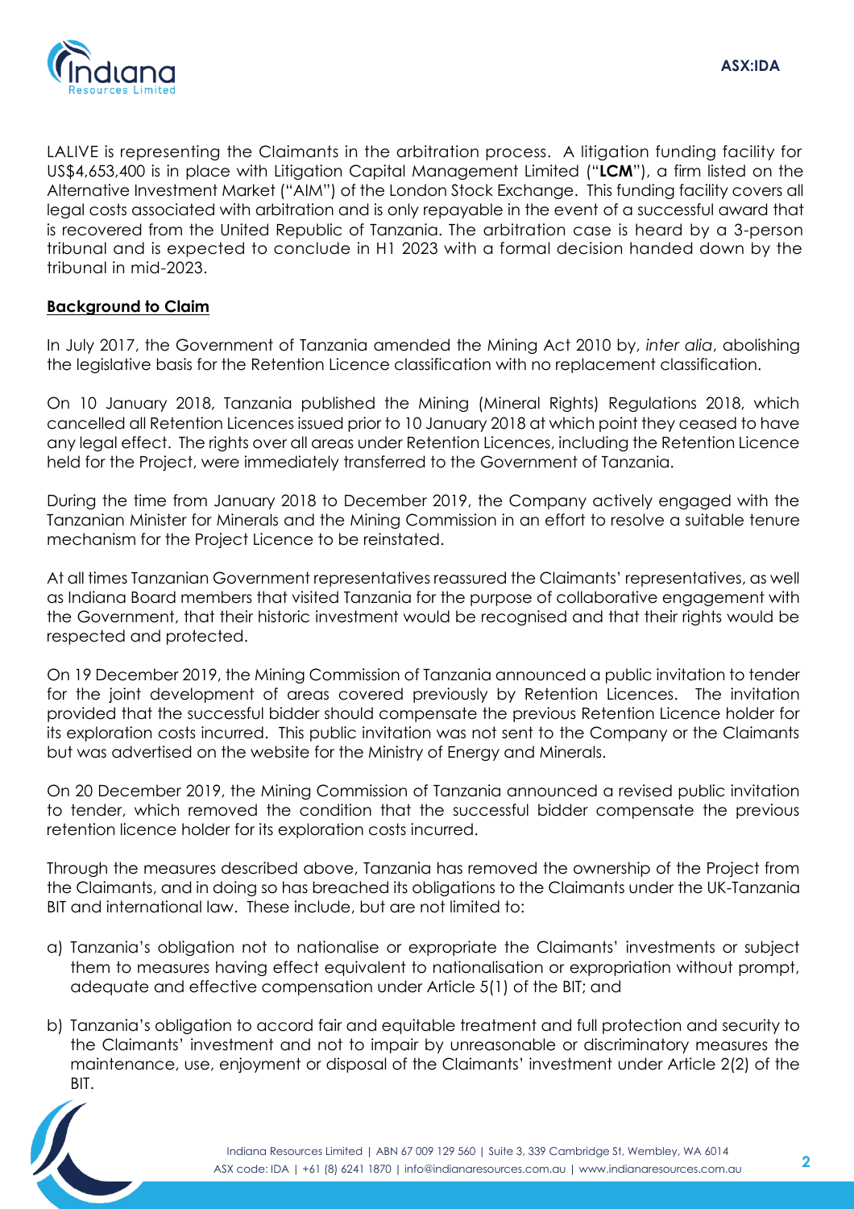LALIVE is representing the Claimants in the arbitration process. A litigation funding facility for US$4,653,400 is in place with Litigation Capital Management Limited ("**LCM**"), a firm listed on the Alternative Investment Market ("AIM") of the London Stock Exchange. This funding facility covers all legal costs associated with arbitration and is only repayable in the event of a successful award that is recovered from the United Republic of Tanzania. The arbitration case is heard by a 3-person tribunal and is expected to conclude in H1 2023 with a formal decision handed down by the tribunal in mid-2023.

## Background to Claim

In July 2017, the Government of Tanzania amended the Mining Act 2010 by, *inter alia*, abolishing the legislative basis for the Retention Licence classification with no replacement classification.

On 10 January 2018, Tanzania published the Mining (Mineral Rights) Regulations 2018, which cancelled all Retention Licences issued prior to 10 January 2018 at which point they ceased to have any legal effect. The rights over all areas under Retention Licences, including the Retention Licence held for the Project, were immediately transferred to the Government of Tanzania.

During the time from January 2018 to December 2019, the Company actively engaged with the Tanzanian Minister for Minerals and the Mining Commission in an effort to resolve a suitable tenure mechanism for the Project Licence to be reinstated.

At all times Tanzanian Government representatives reassured the Claimants' representatives, as well as Indiana Board members that visited Tanzania for the purpose of collaborative engagement with the Government, that their historic investment would be recognised and that their rights would be respected and protected.

On 19 December 2019, the Mining Commission of Tanzania announced a public invitation to tender for the joint development of areas covered previously by Retention Licences. The invitation provided that the successful bidder should compensate the previous Retention Licence holder for its exploration costs incurred. This public invitation was not sent to the Company or the Claimants but was advertised on the website for the Ministry of Energy and Minerals.

On 20 December 2019, the Mining Commission of Tanzania announced a revised public invitation to tender, which removed the condition that the successful bidder compensate the previous retention licence holder for its exploration costs incurred.

Through the measures described above, Tanzania has removed the ownership of the Project from the Claimants, and in doing so has breached its obligations to the Claimants under the UK-Tanzania BIT and international law. These include, but are not limited to:

a) Tanzania's obligation not to nationalise or expropriate the Claimants' investments or subject them to measures having effect equivalent to nationalisation or expropriation without prompt, adequate and effective compensation under Article 5(1) of the BIT; and

b) Tanzania's obligation to accord fair and equitable treatment and full protection and security to the Claimants' investment and not to impair by unreasonable or discriminatory measures the maintenance, use, enjoyment or disposal of the Claimants' investment under Article 2(2) of the BIT.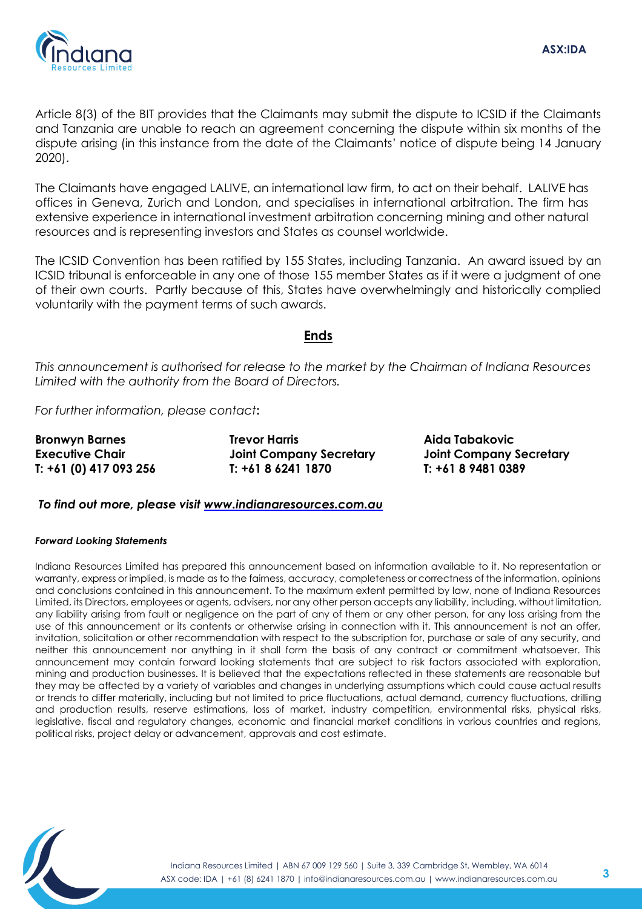Article 8(3) of the BIT provides that the Claimants may submit the dispute to ICSID if the Claimants and Tanzania are unable to reach an agreement concerning the dispute within six months of the dispute arising (in this instance from the date of the Claimants' notice of dispute being 14 January 2020).

The Claimants have engaged LALIVE, an international law firm, to act on their behalf. LALIVE has offices in Geneva, Zurich and London, and specialises in international arbitration. The firm has extensive experience in international investment arbitration concerning mining and other natural resources and is representing investors and States as counsel worldwide.

The ICSID Convention has been ratified by 155 States, including Tanzania. An award issued by an ICSID tribunal is enforceable in any one of those 155 member States as if it were a judgment of one of their own courts. Partly because of this, States have overwhelmingly and historically complied voluntarily with the payment terms of such awards.

**Ends**

*This announcement is authorised for release to the market by the Chairman of Indiana Resources Limited with the authority from the Board of Directors.*

*For further information, please contact*:

| | | |
|---|---|---|
| **Bronwyn Barnes** | **Trevor Harris** | **Aida Tabakovic** |
| **Executive Chair** | **Joint Company Secretary** | **Joint Company Secretary** |
| **T: +61 (0) 417 093 256** | **T: +61 8 6241 1870** | **T: +61 8 9481 0389** |

***To find out more, please visit www.indianaresources.com.au***

***Forward Looking Statements***

Indiana Resources Limited has prepared this announcement based on information available to it. No representation or warranty, express or implied, is made as to the fairness, accuracy, completeness or correctness of the information, opinions and conclusions contained in this announcement. To the maximum extent permitted by law, none of Indiana Resources Limited, its Directors, employees or agents, advisers, nor any other person accepts any liability, including, without limitation, any liability arising from fault or negligence on the part of any of them or any other person, for any loss arising from the use of this announcement or its contents or otherwise arising in connection with it. This announcement is not an offer, invitation, solicitation or other recommendation with respect to the subscription for, purchase or sale of any security, and neither this announcement nor anything in it shall form the basis of any contract or commitment whatsoever. This announcement may contain forward looking statements that are subject to risk factors associated with exploration, mining and production businesses. It is believed that the expectations reflected in these statements are reasonable but they may be affected by a variety of variables and changes in underlying assumptions which could cause actual results or trends to differ materially, including but not limited to price fluctuations, actual demand, currency fluctuations, drilling and production results, reserve estimations, loss of market, industry competition, environmental risks, physical risks, legislative, fiscal and regulatory changes, economic and financial market conditions in various countries and regions, political risks, project delay or advancement, approvals and cost estimate.